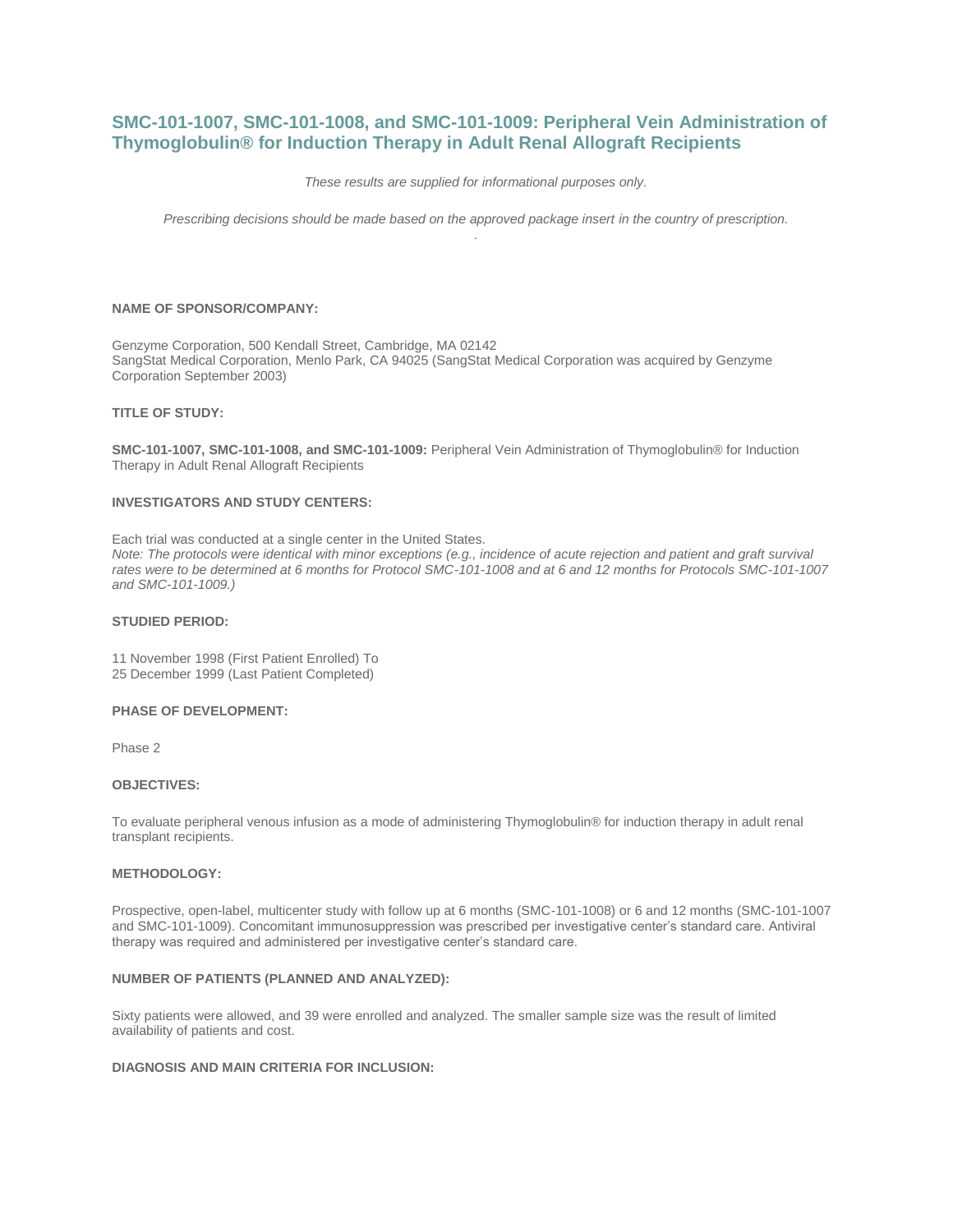# SMC-101-1007, SMC-101-1008, and SMC-101-1009: Peripheral Vein Administration of Thymoglobulin® for Induction Therapy in Adult Renal Allograft Recipients

*These results are supplied for informational purposes only.*

*Prescribing decisions should be made based on the approved package insert in the country of prescription.*

.

**NAME OF SPONSOR/COMPANY:**

Genzyme Corporation, 500 Kendall Street, Cambridge, MA 02142
SangStat Medical Corporation, Menlo Park, CA 94025 (SangStat Medical Corporation was acquired by Genzyme Corporation September 2003)

**TITLE OF STUDY:**

**SMC-101-1007, SMC-101-1008, and SMC-101-1009:** Peripheral Vein Administration of Thymoglobulin® for Induction Therapy in Adult Renal Allograft Recipients

**INVESTIGATORS AND STUDY CENTERS:**

Each trial was conducted at a single center in the United States.
*Note: The protocols were identical with minor exceptions (e.g., incidence of acute rejection and patient and graft survival rates were to be determined at 6 months for Protocol SMC-101-1008 and at 6 and 12 months for Protocols SMC-101-1007 and SMC-101-1009.)*

**STUDIED PERIOD:**

11 November 1998 (First Patient Enrolled) To
25 December 1999 (Last Patient Completed)

**PHASE OF DEVELOPMENT:**

Phase 2

**OBJECTIVES:**

To evaluate peripheral venous infusion as a mode of administering Thymoglobulin® for induction therapy in adult renal transplant recipients.

**METHODOLOGY:**

Prospective, open-label, multicenter study with follow up at 6 months (SMC-101-1008) or 6 and 12 months (SMC-101-1007 and SMC-101-1009). Concomitant immunosuppression was prescribed per investigative center's standard care. Antiviral therapy was required and administered per investigative center's standard care.

**NUMBER OF PATIENTS (PLANNED AND ANALYZED):**

Sixty patients were allowed, and 39 were enrolled and analyzed. The smaller sample size was the result of limited availability of patients and cost.

**DIAGNOSIS AND MAIN CRITERIA FOR INCLUSION:**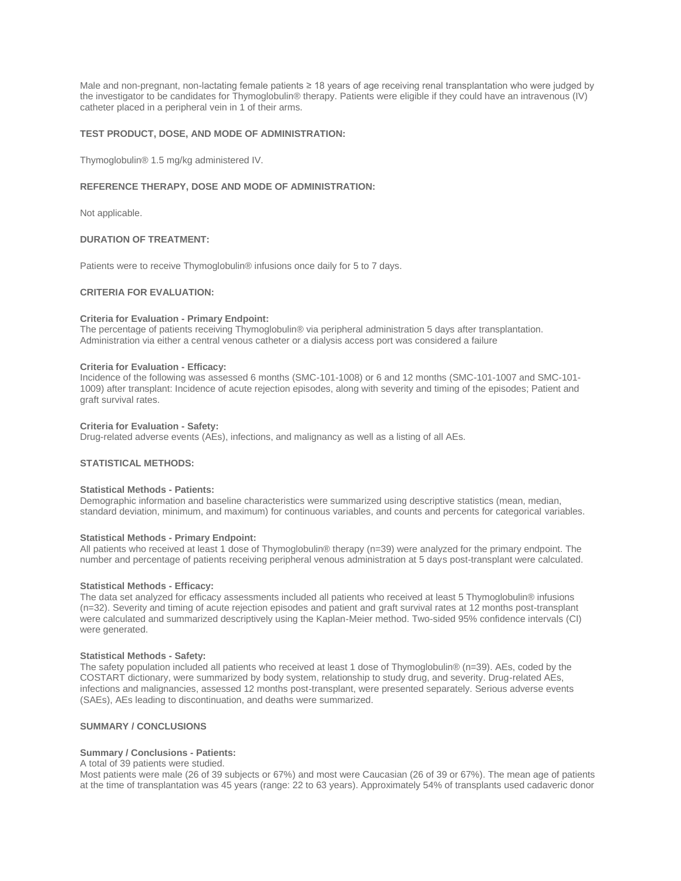Male and non-pregnant, non-lactating female patients ≥ 18 years of age receiving renal transplantation who were judged by the investigator to be candidates for Thymoglobulin® therapy. Patients were eligible if they could have an intravenous (IV) catheter placed in a peripheral vein in 1 of their arms.

### TEST PRODUCT, DOSE, AND MODE OF ADMINISTRATION:

Thymoglobulin® 1.5 mg/kg administered IV.

### REFERENCE THERAPY, DOSE AND MODE OF ADMINISTRATION:

Not applicable.

### DURATION OF TREATMENT:

Patients were to receive Thymoglobulin® infusions once daily for 5 to 7 days.

### CRITERIA FOR EVALUATION:

**Criteria for Evaluation - Primary Endpoint:**
The percentage of patients receiving Thymoglobulin® via peripheral administration 5 days after transplantation. Administration via either a central venous catheter or a dialysis access port was considered a failure

**Criteria for Evaluation - Efficacy:**
Incidence of the following was assessed 6 months (SMC-101-1008) or 6 and 12 months (SMC-101-1007 and SMC-101-1009) after transplant: Incidence of acute rejection episodes, along with severity and timing of the episodes; Patient and graft survival rates.

**Criteria for Evaluation - Safety:**
Drug-related adverse events (AEs), infections, and malignancy as well as a listing of all AEs.

### STATISTICAL METHODS:

**Statistical Methods - Patients:**
Demographic information and baseline characteristics were summarized using descriptive statistics (mean, median, standard deviation, minimum, and maximum) for continuous variables, and counts and percents for categorical variables.

**Statistical Methods - Primary Endpoint:**
All patients who received at least 1 dose of Thymoglobulin® therapy (n=39) were analyzed for the primary endpoint. The number and percentage of patients receiving peripheral venous administration at 5 days post-transplant were calculated.

**Statistical Methods - Efficacy:**
The data set analyzed for efficacy assessments included all patients who received at least 5 Thymoglobulin® infusions (n=32). Severity and timing of acute rejection episodes and patient and graft survival rates at 12 months post-transplant were calculated and summarized descriptively using the Kaplan-Meier method. Two-sided 95% confidence intervals (CI) were generated.

**Statistical Methods - Safety:**
The safety population included all patients who received at least 1 dose of Thymoglobulin® (n=39). AEs, coded by the COSTART dictionary, were summarized by body system, relationship to study drug, and severity. Drug-related AEs, infections and malignancies, assessed 12 months post-transplant, were presented separately. Serious adverse events (SAEs), AEs leading to discontinuation, and deaths were summarized.

### SUMMARY / CONCLUSIONS

**Summary / Conclusions - Patients:**
A total of 39 patients were studied.
Most patients were male (26 of 39 subjects or 67%) and most were Caucasian (26 of 39 or 67%). The mean age of patients at the time of transplantation was 45 years (range: 22 to 63 years). Approximately 54% of transplants used cadaveric donor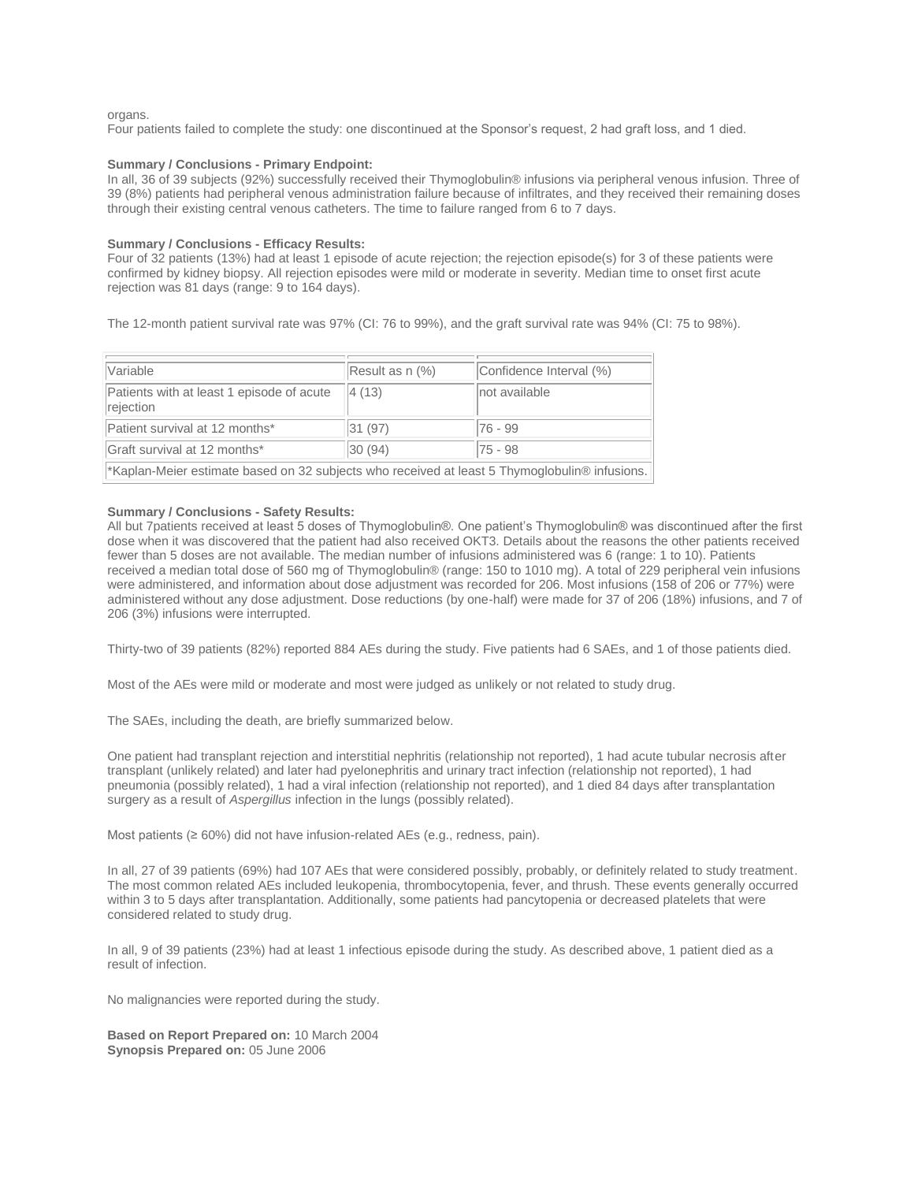organs.
Four patients failed to complete the study: one discontinued at the Sponsor's request, 2 had graft loss, and 1 died.

**Summary / Conclusions - Primary Endpoint:**
In all, 36 of 39 subjects (92%) successfully received their Thymoglobulin® infusions via peripheral venous infusion. Three of 39 (8%) patients had peripheral venous administration failure because of infiltrates, and they received their remaining doses through their existing central venous catheters. The time to failure ranged from 6 to 7 days.

**Summary / Conclusions - Efficacy Results:**
Four of 32 patients (13%) had at least 1 episode of acute rejection; the rejection episode(s) for 3 of these patients were confirmed by kidney biopsy. All rejection episodes were mild or moderate in severity. Median time to onset first acute rejection was 81 days (range: 9 to 164 days).

The 12-month patient survival rate was 97% (CI: 76 to 99%), and the graft survival rate was 94% (CI: 75 to 98%).

| Variable | Result as n (%) | Confidence Interval (%) |
|---|---|---|
| Patients with at least 1 episode of acute rejection | 4 (13) | not available |
| Patient survival at 12 months* | 31 (97) | 76 - 99 |
| Graft survival at 12 months* | 30 (94) | 75 - 98 |
| *Kaplan-Meier estimate based on 32 subjects who received at least 5 Thymoglobulin® infusions. | | |

**Summary / Conclusions - Safety Results:**
All but 7patients received at least 5 doses of Thymoglobulin®. One patient's Thymoglobulin® was discontinued after the first dose when it was discovered that the patient had also received OKT3. Details about the reasons the other patients received fewer than 5 doses are not available. The median number of infusions administered was 6 (range: 1 to 10). Patients received a median total dose of 560 mg of Thymoglobulin® (range: 150 to 1010 mg). A total of 229 peripheral vein infusions were administered, and information about dose adjustment was recorded for 206. Most infusions (158 of 206 or 77%) were administered without any dose adjustment. Dose reductions (by one-half) were made for 37 of 206 (18%) infusions, and 7 of 206 (3%) infusions were interrupted.

Thirty-two of 39 patients (82%) reported 884 AEs during the study. Five patients had 6 SAEs, and 1 of those patients died.

Most of the AEs were mild or moderate and most were judged as unlikely or not related to study drug.

The SAEs, including the death, are briefly summarized below.

One patient had transplant rejection and interstitial nephritis (relationship not reported), 1 had acute tubular necrosis after transplant (unlikely related) and later had pyelonephritis and urinary tract infection (relationship not reported), 1 had pneumonia (possibly related), 1 had a viral infection (relationship not reported), and 1 died 84 days after transplantation surgery as a result of *Aspergillus* infection in the lungs (possibly related).

Most patients (≥ 60%) did not have infusion-related AEs (e.g., redness, pain).

In all, 27 of 39 patients (69%) had 107 AEs that were considered possibly, probably, or definitely related to study treatment. The most common related AEs included leukopenia, thrombocytopenia, fever, and thrush. These events generally occurred within 3 to 5 days after transplantation. Additionally, some patients had pancytopenia or decreased platelets that were considered related to study drug.

In all, 9 of 39 patients (23%) had at least 1 infectious episode during the study. As described above, 1 patient died as a result of infection.

No malignancies were reported during the study.

**Based on Report Prepared on:** 10 March 2004
**Synopsis Prepared on:** 05 June 2006